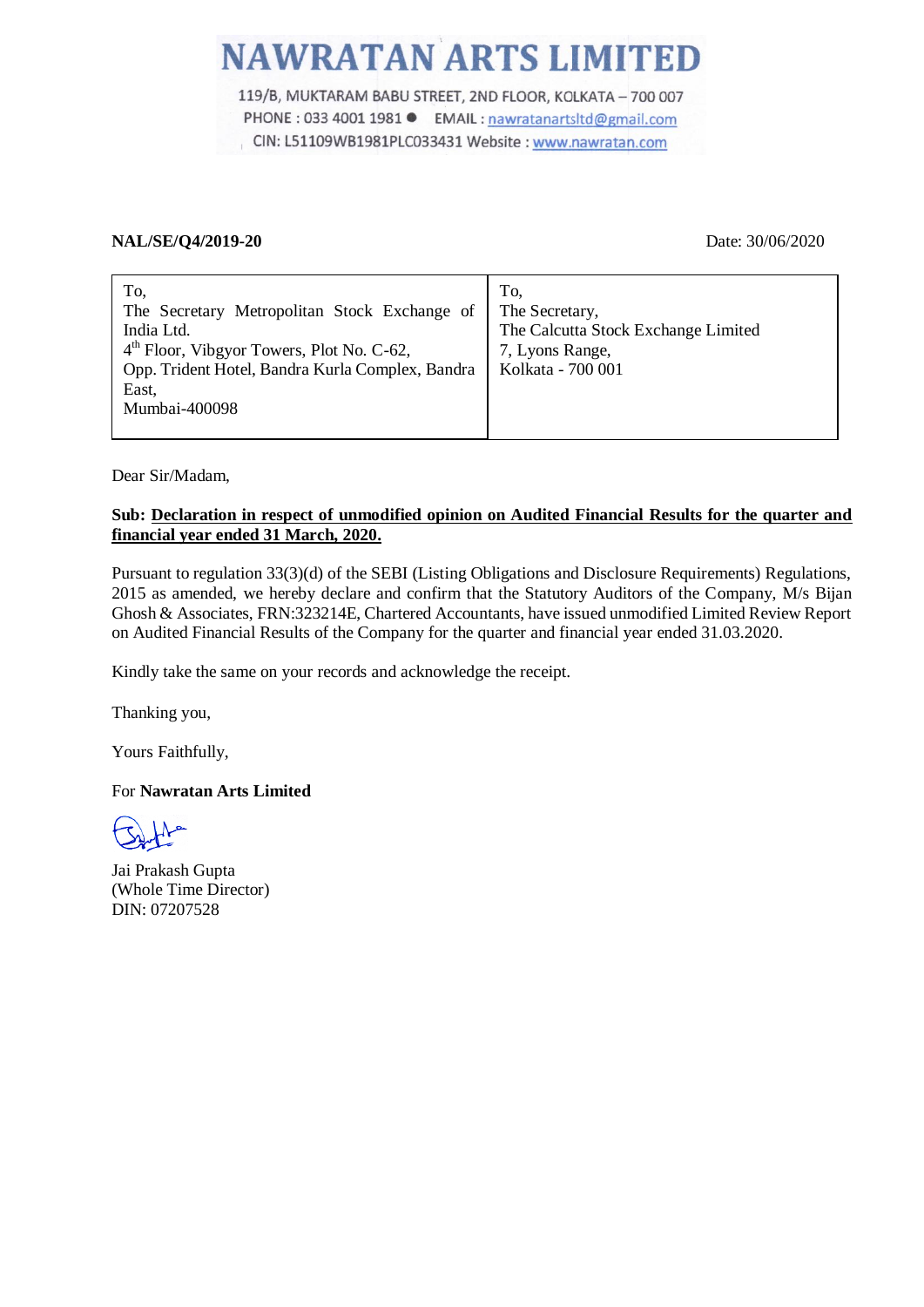# NAWRATAN ARTS LIMITED

119/B, MUKTARAM BABU STREET, 2ND FLOOR, KOLKATA – 700 007
PHONE : 033 4001 1981 ● EMAIL : nawratanartsltd@gmail.com
CIN: L51109WB1981PLC033431 Website : www.nawratan.com

**NAL/SE/Q4/2019-20** Date: 30/06/2020

| To,<br>The Secretary Metropolitan Stock Exchange of India Ltd.<br>4th Floor, Vibgyor Towers, Plot No. C-62,<br>Opp. Trident Hotel, Bandra Kurla Complex, Bandra East,<br>Mumbai-400098 | To,<br>The Secretary,<br>The Calcutta Stock Exchange Limited<br>7, Lyons Range,<br>Kolkata - 700 001 |
|---|---|

Dear Sir/Madam,

**Sub: Declaration in respect of unmodified opinion on Audited Financial Results for the quarter and financial year ended 31 March, 2020.**

Pursuant to regulation 33(3)(d) of the SEBI (Listing Obligations and Disclosure Requirements) Regulations, 2015 as amended, we hereby declare and confirm that the Statutory Auditors of the Company, M/s Bijan Ghosh & Associates, FRN:323214E, Chartered Accountants, have issued unmodified Limited Review Report on Audited Financial Results of the Company for the quarter and financial year ended 31.03.2020.

Kindly take the same on your records and acknowledge the receipt.

Thanking you,

Yours Faithfully,

For **Nawratan Arts Limited**

Jai Prakash Gupta
(Whole Time Director)
DIN: 07207528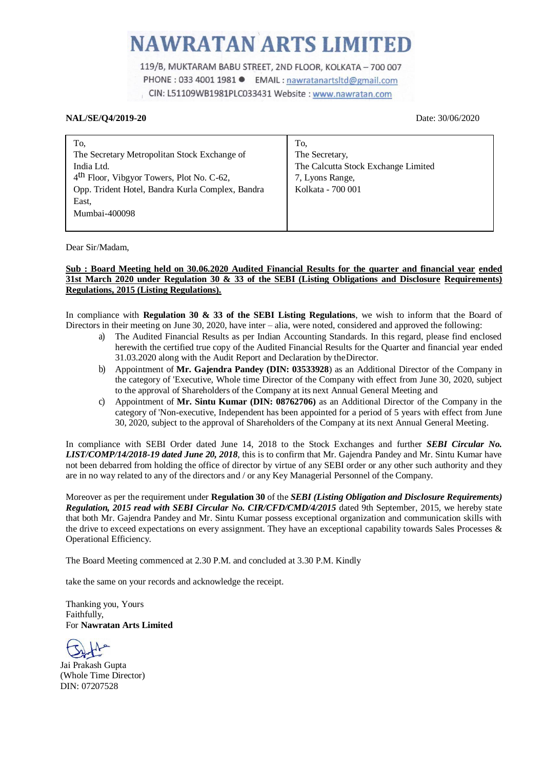# NAWRATAN ARTS LIMITED

119/B, MUKTARAM BABU STREET, 2ND FLOOR, KOLKATA – 700 007
PHONE : 033 4001 1981 ● EMAIL : nawratanartsltd@gmail.com
CIN: L51109WB1981PLC033431 Website : www.nawratan.com

**NAL/SE/Q4/2019-20** Date: 30/06/2020

| To, The Secretary Metropolitan Stock Exchange of India Ltd. 4th Floor, Vibgyor Towers, Plot No. C-62, Opp. Trident Hotel, Bandra Kurla Complex, Bandra East, Mumbai-400098 | To, The Secretary, The Calcutta Stock Exchange Limited 7, Lyons Range, Kolkata - 700 001 |
|---|---|

Dear Sir/Madam,

**Sub : Board Meeting held on 30.06.2020 Audited Financial Results for the quarter and financial year ended 31st March 2020 under Regulation 30 & 33 of the SEBI (Listing Obligations and Disclosure Requirements) Regulations, 2015 (Listing Regulations).**

In compliance with **Regulation 30 & 33 of the SEBI Listing Regulations**, we wish to inform that the Board of Directors in their meeting on June 30, 2020, have inter – alia, were noted, considered and approved the following:

a) The Audited Financial Results as per Indian Accounting Standards. In this regard, please find enclosed herewith the certified true copy of the Audited Financial Results for the Quarter and financial year ended 31.03.2020 along with the Audit Report and Declaration by theDirector.

b) Appointment of **Mr. Gajendra Pandey (DIN: 03533928**) as an Additional Director of the Company in the category of 'Executive, Whole time Director of the Company with effect from June 30, 2020, subject to the approval of Shareholders of the Company at its next Annual General Meeting and

c) Appointment of **Mr. Sintu Kumar (DIN: 08762706)** as an Additional Director of the Company in the category of 'Non-executive, Independent has been appointed for a period of 5 years with effect from June 30, 2020, subject to the approval of Shareholders of the Company at its next Annual General Meeting.

In compliance with SEBI Order dated June 14, 2018 to the Stock Exchanges and further ***SEBI Circular No. LIST/COMP/14/2018-19 dated June 20, 2018***, this is to confirm that Mr. Gajendra Pandey and Mr. Sintu Kumar have not been debarred from holding the office of director by virtue of any SEBI order or any other such authority and they are in no way related to any of the directors and / or any Key Managerial Personnel of the Company.

Moreover as per the requirement under **Regulation 30** of the ***SEBI (Listing Obligation and Disclosure Requirements) Regulation, 2015 read with SEBI Circular No. CIR/CFD/CMD/4/2015*** dated 9th September, 2015, we hereby state that both Mr. Gajendra Pandey and Mr. Sintu Kumar possess exceptional organization and communication skills with the drive to exceed expectations on every assignment. They have an exceptional capability towards Sales Processes & Operational Efficiency.

The Board Meeting commenced at 2.30 P.M. and concluded at 3.30 P.M. Kindly

take the same on your records and acknowledge the receipt.

Thanking you, Yours Faithfully,
For **Nawratan Arts Limited**

Jai Prakash Gupta
(Whole Time Director)
DIN: 07207528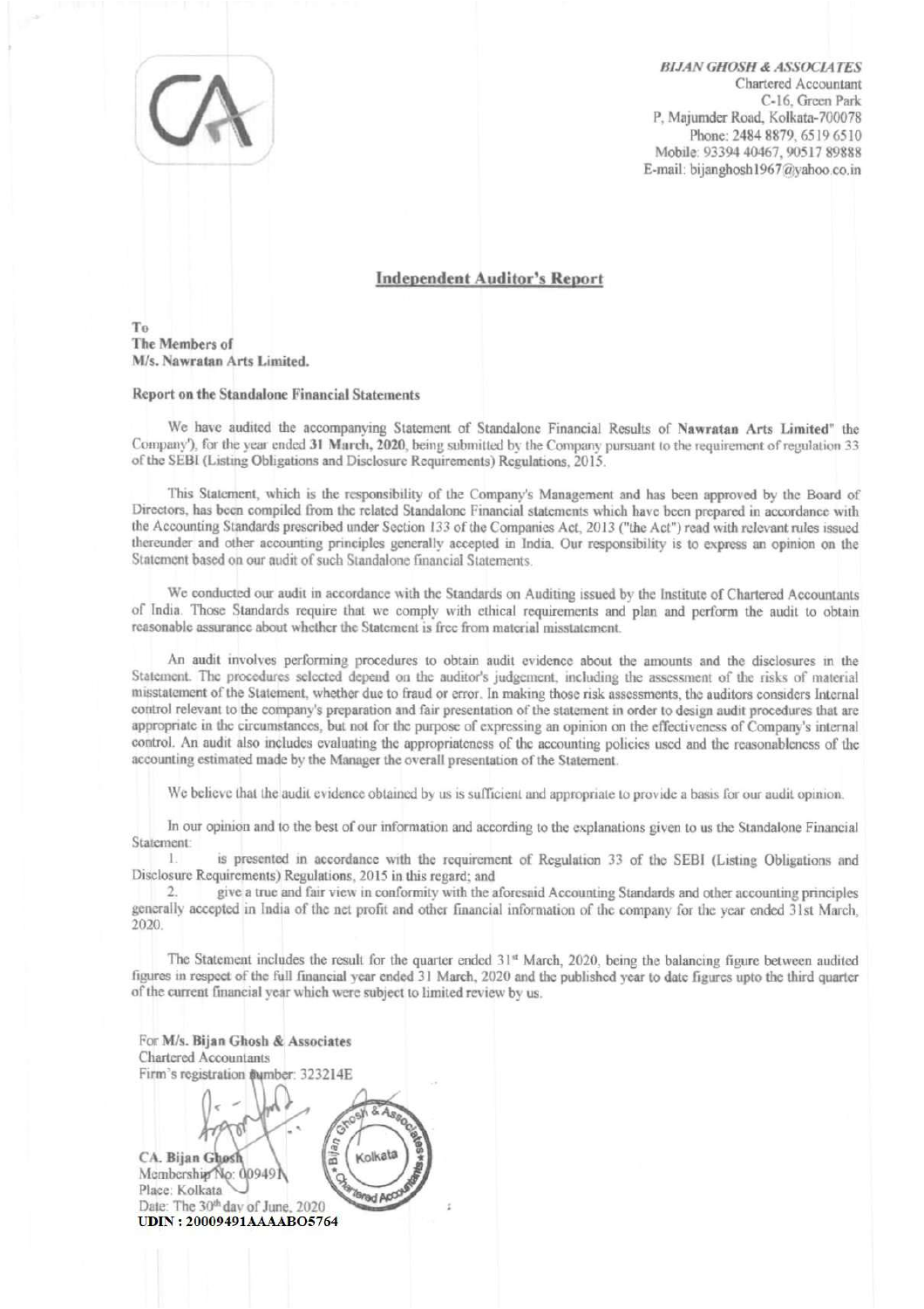*BIJAN GHOSH & ASSOCIATES*
Chartered Accountant
C-16, Green Park
P, Majumder Road, Kolkata-700078
Phone: 2484 8879, 6519 6510
Mobile: 93394 40467, 90517 89888
E-mail: bijanghosh1967@yahoo.co.in

## Independent Auditor's Report

**To**
**The Members of**
**M/s. Nawratan Arts Limited.**

**Report on the Standalone Financial Statements**

We have audited the accompanying Statement of Standalone Financial Results of **Nawratan Arts Limited**" the Company'), for the year ended **31 March, 2020**, being submitted by the Company pursuant to the requirement of regulation 33 of the SEBI (Listing Obligations and Disclosure Requirements) Regulations, 2015.

This Statement, which is the responsibility of the Company's Management and has been approved by the Board of Directors, has been compiled from the related Standalone Financial statements which have been prepared in accordance with the Accounting Standards prescribed under Section 133 of the Companies Act, 2013 ("the Act") read with relevant rules issued thereunder and other accounting principles generally accepted in India. Our responsibility is to express an opinion on the Statement based on our audit of such Standalone financial Statements.

We conducted our audit in accordance with the Standards on Auditing issued by the Institute of Chartered Accountants of India. Those Standards require that we comply with ethical requirements and plan and perform the audit to obtain reasonable assurance about whether the Statement is free from material misstatement.

An audit involves performing procedures to obtain audit evidence about the amounts and the disclosures in the Statement. The procedures selected depend on the auditor's judgement, including the assessment of the risks of material misstatement of the Statement, whether due to fraud or error. In making those risk assessments, the auditors considers Internal control relevant to the company's preparation and fair presentation of the statement in order to design audit procedures that are appropriate in the circumstances, but not for the purpose of expressing an opinion on the effectiveness of Company's internal control. An audit also includes evaluating the appropriateness of the accounting policies used and the reasonableness of the accounting estimated made by the Manager the overall presentation of the Statement.

We believe that the audit evidence obtained by us is sufficient and appropriate to provide a basis for our audit opinion.

In our opinion and to the best of our information and according to the explanations given to us the Standalone Financial Statement:

1. is presented in accordance with the requirement of Regulation 33 of the SEBI (Listing Obligations and Disclosure Requirements) Regulations, 2015 in this regard; and
2. give a true and fair view in conformity with the aforesaid Accounting Standards and other accounting principles generally accepted in India of the net profit and other financial information of the company for the year ended 31st March, 2020.

The Statement includes the result for the quarter ended 31st March, 2020, being the balancing figure between audited figures in respect of the full financial year ended 31 March, 2020 and the published year to date figures upto the third quarter of the current financial year which were subject to limited review by us.

For **M/s. Bijan Ghosh & Associates**
Chartered Accountants
Firm's registration number: 323214E

**CA. Bijan Ghosh**
Membership No: 009491
Place: Kolkata
Date: The 30th day of June, 2020
**UDIN : 20009491AAAABO5764**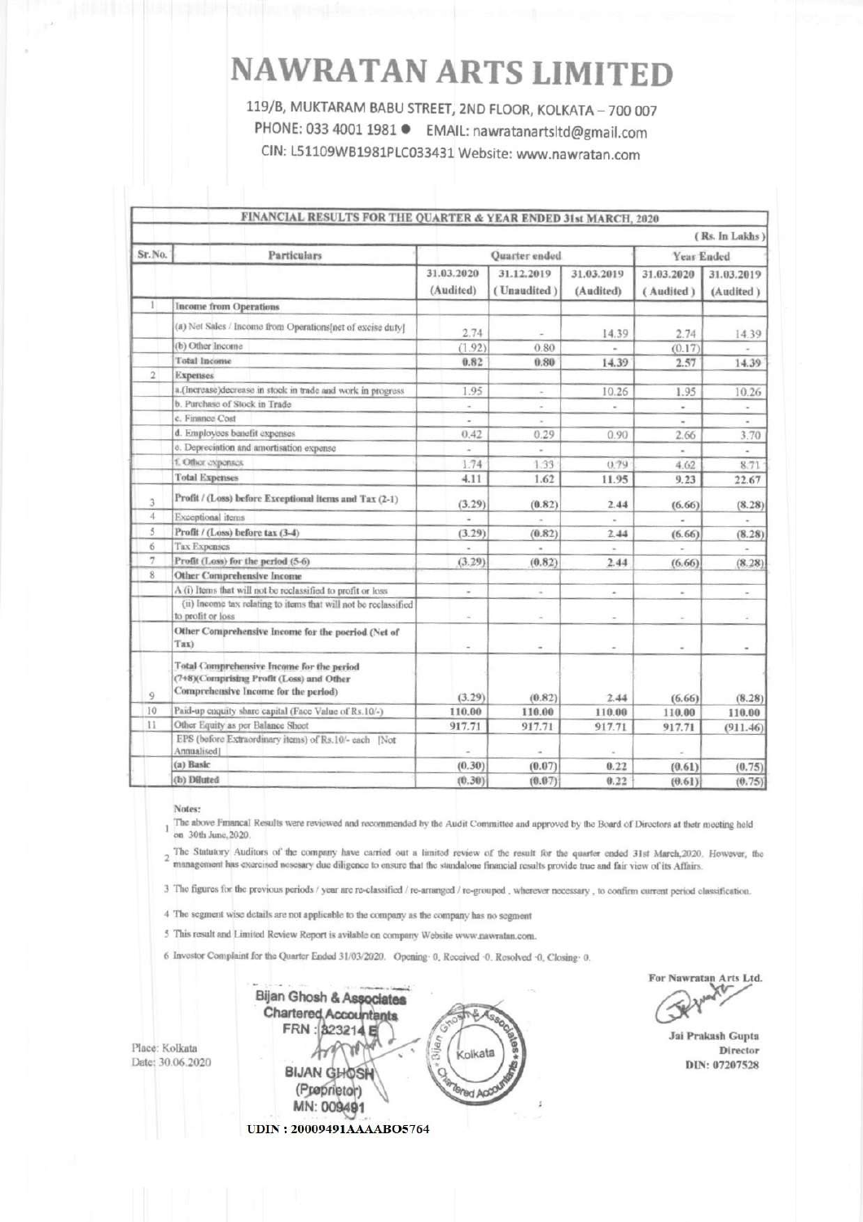# NAWRATAN ARTS LIMITED

119/B, MUKTARAM BABU STREET, 2ND FLOOR, KOLKATA – 700 007
PHONE: 033 4001 1981 ● EMAIL: nawratanartsltd@gmail.com
CIN: L51109WB1981PLC033431 Website: www.nawratan.com

**FINANCIAL RESULTS FOR THE QUARTER & YEAR ENDED 31st MARCH, 2020**

( Rs. In Lakhs )

| Sr.No. | Particulars | Quarter ended | | | Year Ended | |
|---|---|---|---|---|---|---|
| | | 31.03.2020 (Audited) | 31.12.2019 ( Unaudited ) | 31.03.2019 (Audited) | 31.03.2020 ( Audited ) | 31.03.2019 ( Audited ) |
| 1 | **Income from Operations** | | | | | |
| | (a) Net Sales / Income from Operations[net of excise duty] | 2.74 | - | 14.39 | 2.74 | 14.39 |
| | (b) Other Income | (1.92) | 0.80 | - | (0.17) | - |
| | **Total Income** | **0.82** | **0.80** | **14.39** | **2.57** | **14.39** |
| 2 | **Expenses** | | | | | |
| | a.(Increase)decrease in stock in trade and work in progress | 1.95 | - | 10.26 | 1.95 | 10.26 |
| | b. Purchase of Stock in Trade | - | - | - | - | - |
| | c. Finance Cost | - | - | | - | - |
| | d. Employees benefit expenses | 0.42 | 0.29 | 0.90 | 2.66 | 3.70 |
| | e. Depreciation and amortisation expense | - | - | | - | - |
| | f. Other expenses | 1.74 | 1.33 | 0.79 | 4.62 | 8.71 |
| | **Total Expenses** | 4.11 | 1.62 | 11.95 | 9.23 | 22.67 |
| 3 | **Profit / (Loss) before Exceptional items and Tax (2-1)** | (3.29) | (0.82) | 2.44 | (6.66) | (8.28) |
| 4 | Exceptional items | - | - | - | - | - |
| 5 | **Profit / (Loss) before tax (3-4)** | (3.29) | (0.82) | 2.44 | (6.66) | (8.28) |
| 6 | Tax Expenses | - | - | - | - | - |
| 7 | **Profit (Loss) for the period (5-6)** | (3.29) | (0.82) | 2.44 | (6.66) | (8.28) |
| 8 | **Other Comprehensive Income** | | | | | |
| | A (i) Items that will not be reclassified to profit or loss | - | - | - | - | - |
| | (ii) Income tax relating to items that will not be reclassified to profit or loss | - | - | - | - | - |
| | **Other Comprehensive Income for the poeriod (Net of Tax)** | - | - | - | - | - |
| 9 | **Total Comprehensive Income for the period (7+8)(Comprising Profit (Loss) and Other Comprehensive Income for the period)** | (3.29) | (0.82) | 2.44 | (6.66) | (8.28) |
| 10 | Paid-up enquity share capital (Face Value of Rs.10/-) | 110.00 | 110.00 | 110.00 | 110.00 | 110.00 |
| 11 | Other Equity as per Balance Sheet | 917.71 | 917.71 | 917.71 | 917.71 | (911.46) |
| | EPS (before Extraordinary items) of Rs.10/- each [Not Annualised] | - | - | - | - | |
| | (a) Basic | (0.30) | (0.07) | 0.22 | (0.61) | (0.75) |
| | (b) Diluted | (0.30) | (0.07) | 0.22 | (0.61) | (0.75) |

Notes:

1. The above Financal Results were reviewed and recommended by the Audit Committee and approved by the Board of Directors at their meeting held on 30th June,2020.
2. The Statutory Auditors of the company have carried out a limited review of the result for the quarter ended 31st March,2020. However, the management has exercised nesesary due diligence to ensure that the standalone financial results provide true and fair view of its Affairs.
3. The figures for the previous periods / year are re-classified / re-arranged / re-grouped , wherever necessary , to confirm current period classification.
4. The segment wise details are not applicable to the company as the company has no segment
5. This result and Limited Review Report is avilable on company Website www.nawratan.com.
6. Investor Complaint for the Quarter Ended 31/03/2020. Opening- 0, Received -0. Resolved -0, Closing- 0.

Place: Kolkata
Date: 30.06.2020

Bijan Ghosh & Associates
Chartered Accountants
FRN : 323214E

BIJAN GHOSH
(Proprietor)
MN: 009491

UDIN : 20009491AAAABO5764

For Nawratan Arts Ltd.

Jai Prakash Gupta
Director
DIN: 07207528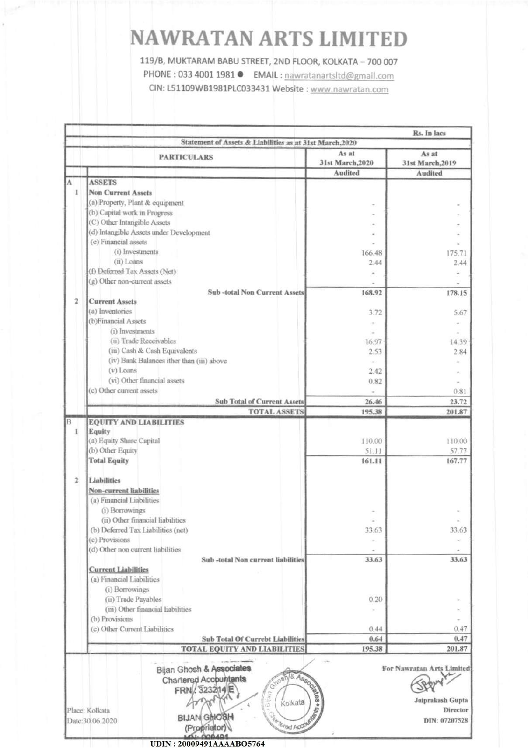# NAWRATAN ARTS LIMITED

119/B, MUKTARAM BABU STREET, 2ND FLOOR, KOLKATA – 700 007
PHONE : 033 4001 1981 ● EMAIL : nawratanartsltd@gmail.com
CIN: L51109WB1981PLC033431 Website : www.nawratan.com

Rs. In lacs

**Statement of Assets & Liabilities as at 31st March,2020**

| | | PARTICULARS | As at 31st March,2020 | As at 31st March,2019 |
|---|---|---|---|---|
| | | | **Audited** | **Audited** |
| A | | **ASSETS** | | |
| | 1 | **Non Current Assets** | | |
| | | (a) Property, Plant & equipment | - | - |
| | | (b) Capital work in Progress | - | - |
| | | (C) Other Intangible Assets | - | - |
| | | (d) Intangible Assets under Development | - | - |
| | | (e) Financial assets | | |
| | | (i) Investments | 166.48 | 175.71 |
| | | (ii) Loans | 2.44 | 2.44 |
| | | (f) Deferred Tax Assets (Net) | - | - |
| | | (g) Other non-current assets | - | - |
| | | **Sub -total Non Current Assets** | **168.92** | **178.15** |
| | 2 | **Current Assets** | | |
| | | (a) Inventories | 3.72 | 5.67 |
| | | (b)Financial Assets | - | - |
| | | (i) Investments | - | - |
| | | (ii) Trade Receivables | 16.97 | 14.39 |
| | | (iii) Cash & Cash Equivalents | 2.53 | 2.84 |
| | | (iv) Bank Balances ither than (iii) above | - | - |
| | | (v) Loans | 2.42 | - |
| | | (vi) Other financial assets | 0.82 | - |
| | | (c) Other current assets | - | 0.81 |
| | | **Sub Total of Current Assets** | **26.46** | **23.72** |
| | | **TOTAL ASSETS** | **195.38** | **201.87** |
| B | | **EQUITY AND LIABILITIES** | | |
| | 1 | **Equity** | | |
| | | (a) Equity Share Capital | 110.00 | 110.00 |
| | | (b) Other Equity | 51.11 | 57.77 |
| | | **Total Equity** | **161.11** | **167.77** |
| | 2 | **Liabilities** | | |
| | | **Non-current liabilities** | | |
| | | (a) Financial Liabilities | | |
| | | (i) Borrowings | - | - |
| | | (ii) Other financial liabilities | - | - |
| | | (b) Deferred Tax Liabilities (net) | 33.63 | 33.63 |
| | | (c) Provisions | - | - |
| | | (d) Other non current liabilities | - | - |
| | | **Sub -total Non current liabilities** | **33.63** | **33.63** |
| | | **Current Liabilities** | | |
| | | (a) Financial Liabilities | | |
| | | (i) Borrowings | | |
| | | (ii) Trade Payables | 0.20 | - |
| | | (iii) Other financial liabilities | - | - |
| | | (b) Provisions | | - |
| | | (c) Other Current Liabilities | 0.44 | 0.47 |
| | | **Sub Total Of Currebt Liabilities** | **0.64** | **0.47** |
| | | **TOTAL EQUITY AND LIABILITIES** | **195.38** | **201.87** |

Bijan Ghosh & Associates
Chartered Accountants
FRN: 323214E

BIJAN GHOSH
(Proprietor)
MN: 009491

Place: Kolkata
Date:30.06.2020

For Nawratan Arts Limited

Jaiprakash Gupta
Director
DIN: 07207528

UDIN : 20009491AAAABO5764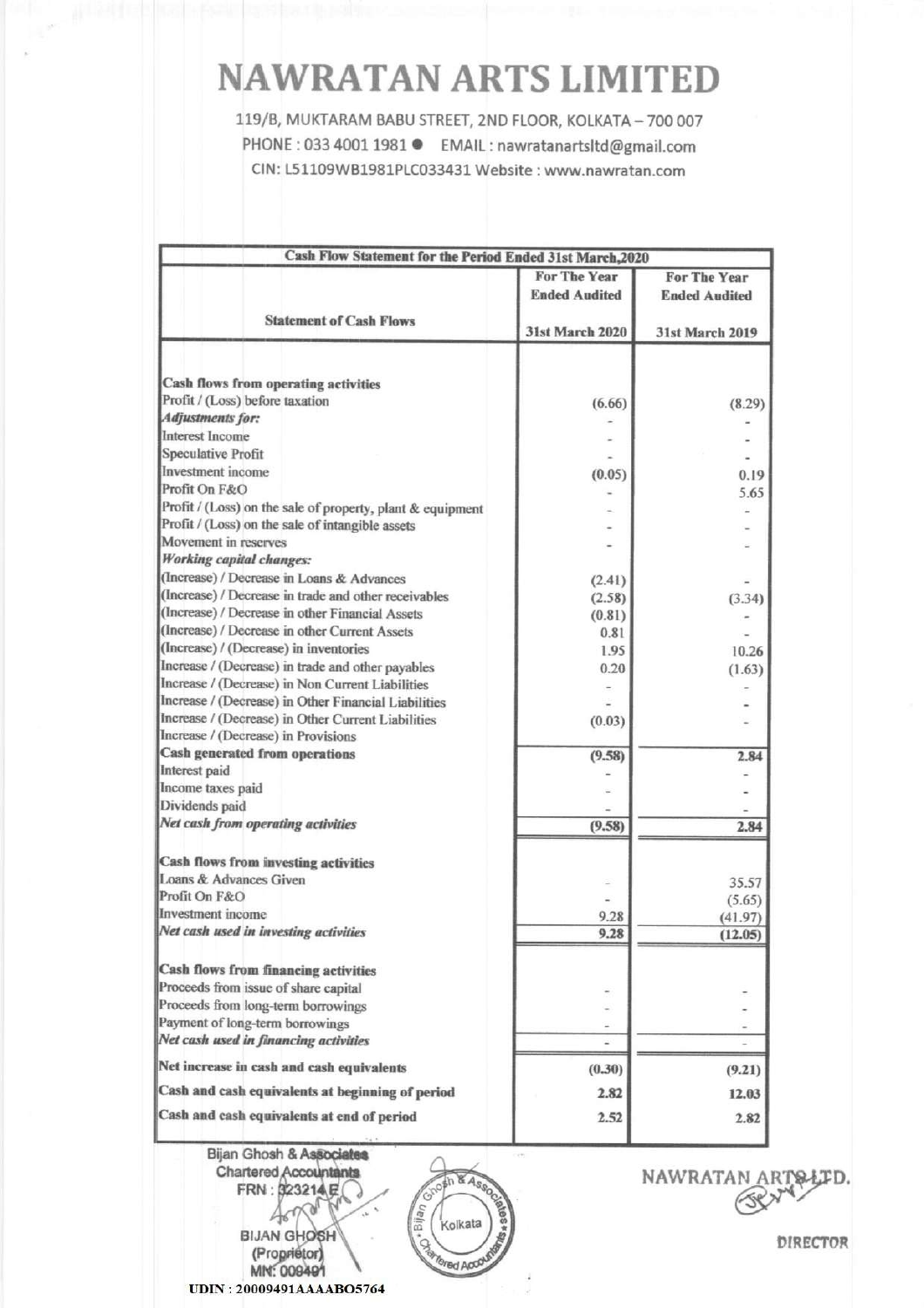# NAWRATAN ARTS LIMITED

119/B, MUKTARAM BABU STREET, 2ND FLOOR, KOLKATA – 700 007
PHONE : 033 4001 1981 ● EMAIL : nawratanartsltd@gmail.com
CIN: L51109WB1981PLC033431 Website : www.nawratan.com

| Cash Flow Statement for the Period Ended 31st March,2020 | | |
|---|---|---|
| **Statement of Cash Flows** | **For The Year Ended Audited 31st March 2020** | **For The Year Ended Audited 31st March 2019** |
| **Cash flows from operating activities** | | |
| Profit / (Loss) before taxation | (6.66) | (8.29) |
| ***Adjustments for:*** | | |
| Interest Income | - | - |
| Speculative Profit | - | - |
| Investment income | (0.05) | 0.19 |
| Profit On F&O | - | 5.65 |
| Profit / (Loss) on the sale of property, plant & equipment | - | - |
| Profit / (Loss) on the sale of intangible assets | - | - |
| Movement in reserves | - | - |
| ***Working capital changes:*** | | |
| (Increase) / Decrease in Loans & Advances | (2.41) | - |
| (Increase) / Decrease in trade and other receivables | (2.58) | (3.34) |
| (Increase) / Decrease in other Financial Assets | (0.81) | - |
| (Increase) / Decrease in other Current Assets | 0.81 | - |
| (Increase) / (Decrease) in inventories | 1.95 | 10.26 |
| Increase / (Decrease) in trade and other payables | 0.20 | (1.63) |
| Increase / (Decrease) in Non Current Liabilities | - | - |
| Increase / (Decrease) in Other Financial Liabilities | - | - |
| Increase / (Decrease) in Other Current Liabilities | (0.03) | - |
| Increase / (Decrease) in Provisions | | |
| **Cash generated from operations** | **(9.58)** | **2.84** |
| Interest paid | - | - |
| Income taxes paid | - | - |
| Dividends paid | - | - |
| ***Net cash from operating activities*** | **(9.58)** | **2.84** |
| **Cash flows from investing activities** | | |
| Loans & Advances Given | - | 35.57 |
| Profit On F&O | - | (5.65) |
| Investment income | 9.28 | (41.97) |
| ***Net cash used in investing activities*** | **9.28** | **(12.05)** |
| **Cash flows from financing activities** | | |
| Proceeds from issue of share capital | - | - |
| Proceeds from long-term borrowings | - | - |
| Payment of long-term borrowings | - | - |
| ***Net cash used in financing activities*** | - | - |
| **Net increase in cash and cash equivalents** | **(0.30)** | **(9.21)** |
| **Cash and cash equivalents at beginning of period** | **2.82** | **12.03** |
| **Cash and cash equivalents at end of period** | **2.52** | **2.82** |

Bijan Ghosh & Associates
Chartered Accountants
FRN : 323214E

BIJAN GHOSH
(Proprietor)
MN: 009491

UDIN : 20009491AAAABO5764

NAWRATAN ARTS LTD.

DIRECTOR